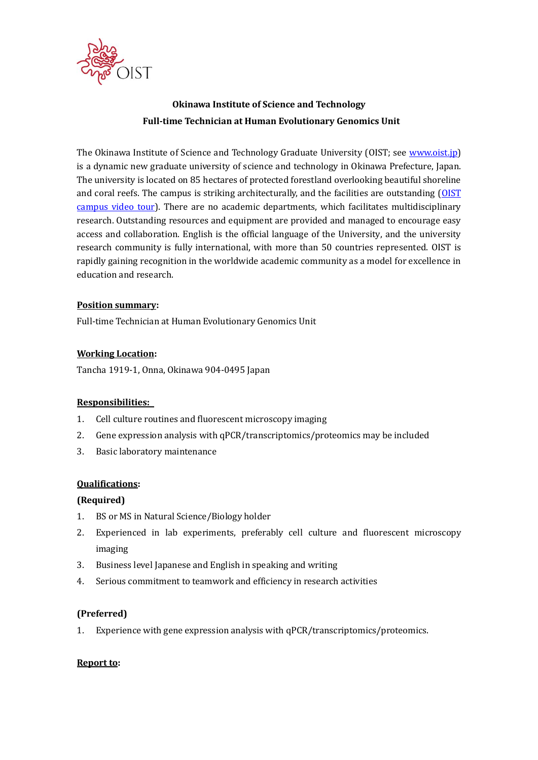**Okinawa Institute of Science and Technology**

**Full-time Technician at Human Evolutionary Genomics Unit**

The Okinawa Institute of Science and Technology Graduate University (OIST; see [www.oist.jp](http://www.oist.jp)) is a dynamic new graduate university of science and technology in Okinawa Prefecture, Japan. The university is located on 85 hectares of protected forestland overlooking beautiful shoreline and coral reefs. The campus is striking architecturally, and the facilities are outstanding ([OIST campus video tour](#)). There are no academic departments, which facilitates multidisciplinary research. Outstanding resources and equipment are provided and managed to encourage easy access and collaboration. English is the official language of the University, and the university research community is fully international, with more than 50 countries represented. OIST is rapidly gaining recognition in the worldwide academic community as a model for excellence in education and research.

**Position summary:**

Full-time Technician at Human Evolutionary Genomics Unit

**Working Location:**

Tancha 1919-1, Onna, Okinawa 904-0495 Japan

**Responsibilities:**

1. Cell culture routines and fluorescent microscopy imaging
2. Gene expression analysis with qPCR/transcriptomics/proteomics may be included
3. Basic laboratory maintenance

**Qualifications:**

**(Required)**

1. BS or MS in Natural Science/Biology holder
2. Experienced in lab experiments, preferably cell culture and fluorescent microscopy imaging
3. Business level Japanese and English in speaking and writing
4. Serious commitment to teamwork and efficiency in research activities

**(Preferred)**

1. Experience with gene expression analysis with qPCR/transcriptomics/proteomics.

**Report to:**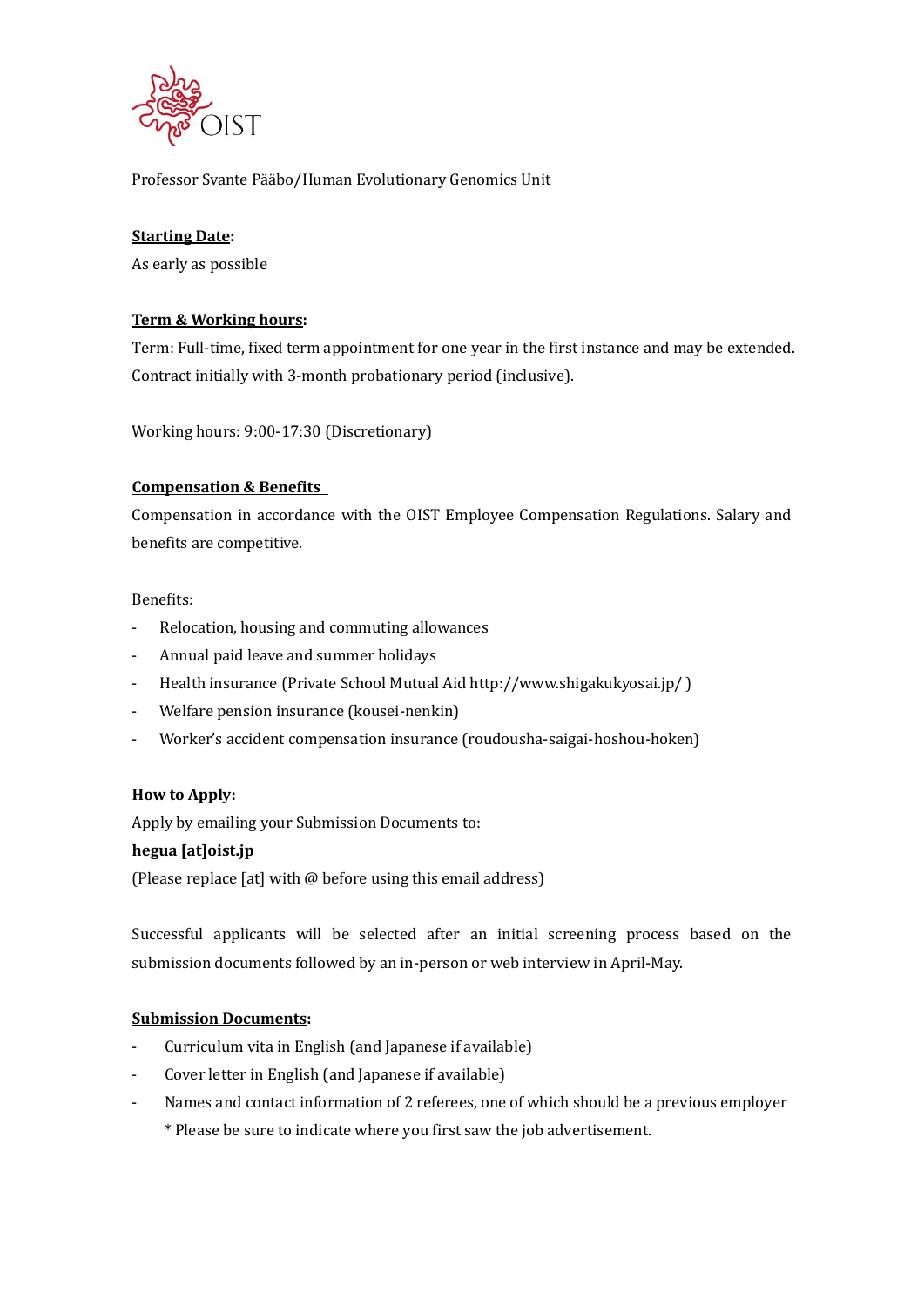Professor Svante Pääbo/Human Evolutionary Genomics Unit

**Starting Date:**

As early as possible

**Term & Working hours:**

Term: Full-time, fixed term appointment for one year in the first instance and may be extended. Contract initially with 3-month probationary period (inclusive).

Working hours: 9:00-17:30 (Discretionary)

**Compensation & Benefits**

Compensation in accordance with the OIST Employee Compensation Regulations. Salary and benefits are competitive.

Benefits:

- Relocation, housing and commuting allowances
- Annual paid leave and summer holidays
- Health insurance (Private School Mutual Aid http://www.shigakukyosai.jp/ )
- Welfare pension insurance (kousei-nenkin)
- Worker's accident compensation insurance (roudousha-saigai-hoshou-hoken)

**How to Apply:**

Apply by emailing your Submission Documents to:

**hegua [at]oist.jp**

(Please replace [at] with @ before using this email address)

Successful applicants will be selected after an initial screening process based on the submission documents followed by an in-person or web interview in April-May.

**Submission Documents:**

- Curriculum vita in English (and Japanese if available)
- Cover letter in English (and Japanese if available)
- Names and contact information of 2 referees, one of which should be a previous employer
  * Please be sure to indicate where you first saw the job advertisement.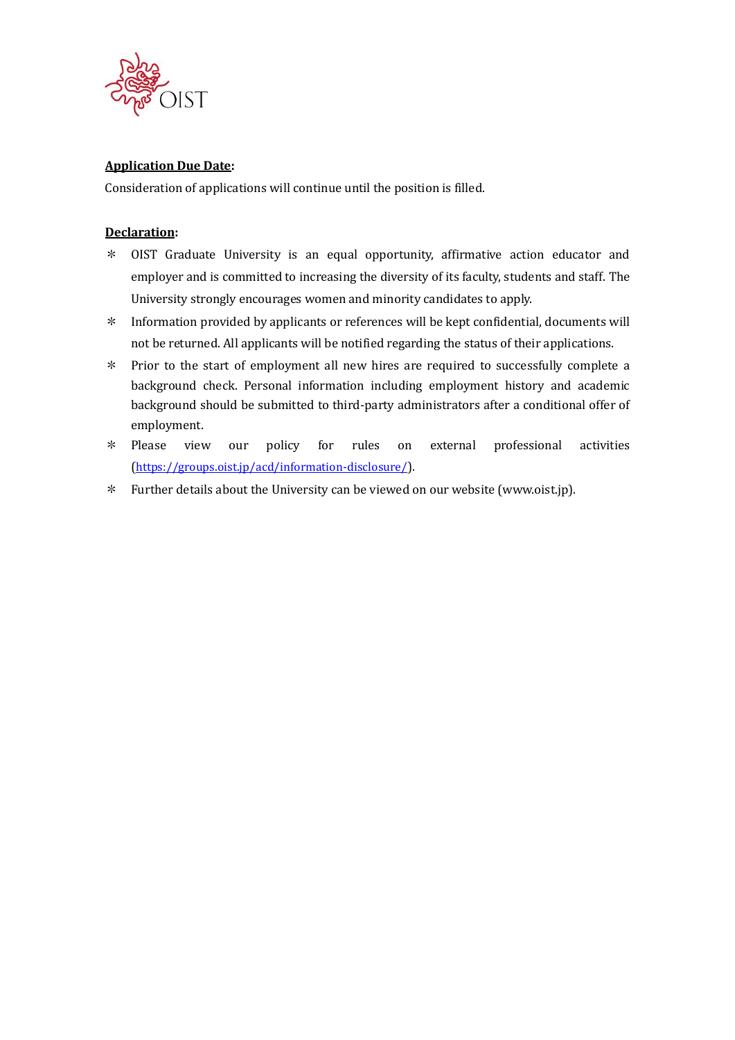**Application Due Date:**

Consideration of applications will continue until the position is filled.

**Declaration:**

- OIST Graduate University is an equal opportunity, affirmative action educator and employer and is committed to increasing the diversity of its faculty, students and staff. The University strongly encourages women and minority candidates to apply.
- Information provided by applicants or references will be kept confidential, documents will not be returned. All applicants will be notified regarding the status of their applications.
- Prior to the start of employment all new hires are required to successfully complete a background check. Personal information including employment history and academic background should be submitted to third-party administrators after a conditional offer of employment.
- Please view our policy for rules on external professional activities (https://groups.oist.jp/acd/information-disclosure/).
- Further details about the University can be viewed on our website (www.oist.jp).